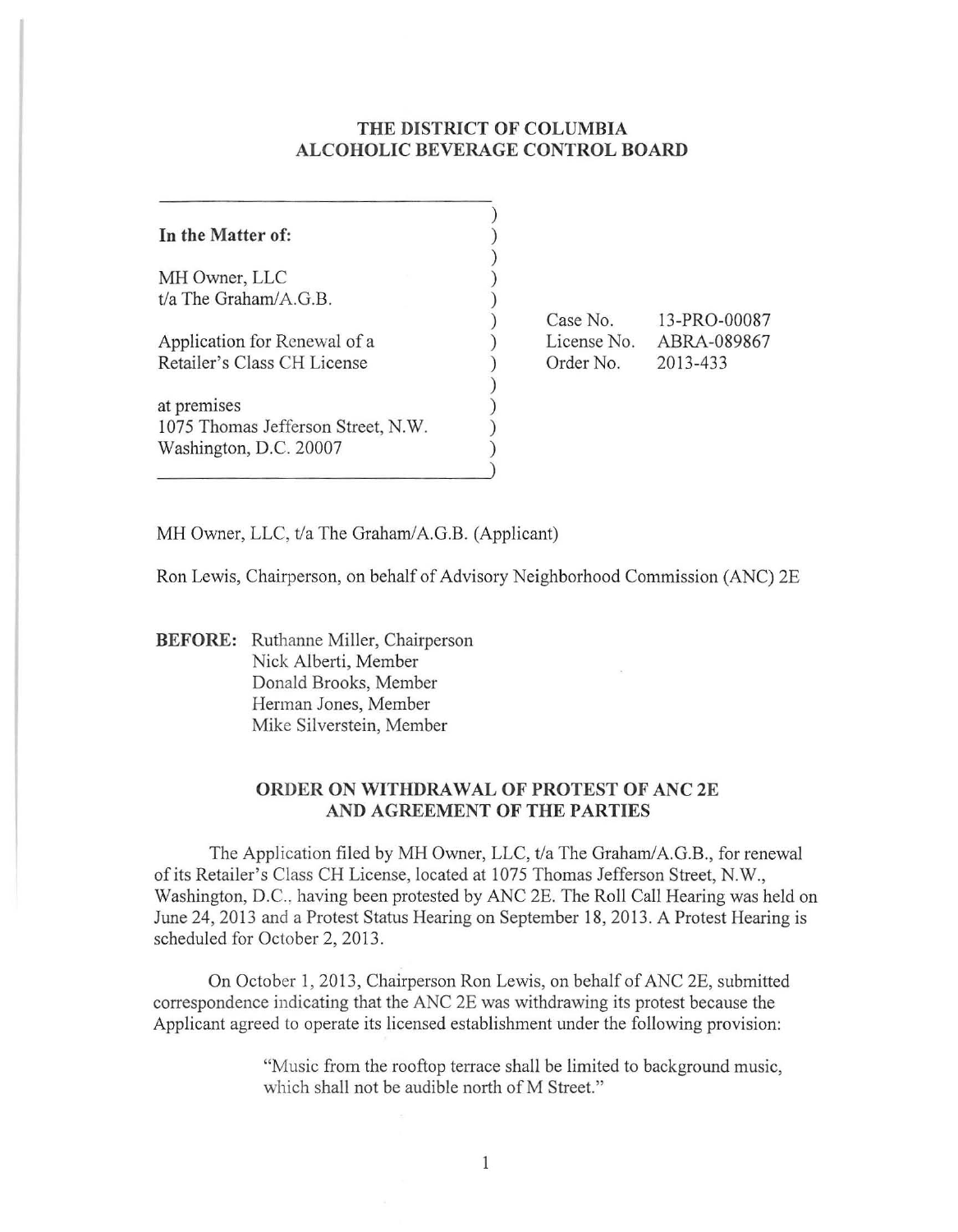# THE DISTRICT OF COLUMBIA
# ALCOHOLIC BEVERAGE CONTROL BOARD

**In the Matter of:**

MH Owner, LLC
t/a The Graham/A.G.B.

Application for Renewal of a
Retailer's Class CH License

at premises
1075 Thomas Jefferson Street, N.W.
Washington, D.C. 20007

Case No. 13-PRO-00087
License No. ABRA-089867
Order No. 2013-433

MH Owner, LLC, t/a The Graham/A.G.B. (Applicant)

Ron Lewis, Chairperson, on behalf of Advisory Neighborhood Commission (ANC) 2E

**BEFORE:** Ruthanne Miller, Chairperson
Nick Alberti, Member
Donald Brooks, Member
Herman Jones, Member
Mike Silverstein, Member

## ORDER ON WITHDRAWAL OF PROTEST OF ANC 2E AND AGREEMENT OF THE PARTIES

The Application filed by MH Owner, LLC, t/a The Graham/A.G.B., for renewal of its Retailer's Class CH License, located at 1075 Thomas Jefferson Street, N.W., Washington, D.C., having been protested by ANC 2E. The Roll Call Hearing was held on June 24, 2013 and a Protest Status Hearing on September 18, 2013. A Protest Hearing is scheduled for October 2, 2013.

On October 1, 2013, Chairperson Ron Lewis, on behalf of ANC 2E, submitted correspondence indicating that the ANC 2E was withdrawing its protest because the Applicant agreed to operate its licensed establishment under the following provision:

> "Music from the rooftop terrace shall be limited to background music, which shall not be audible north of M Street."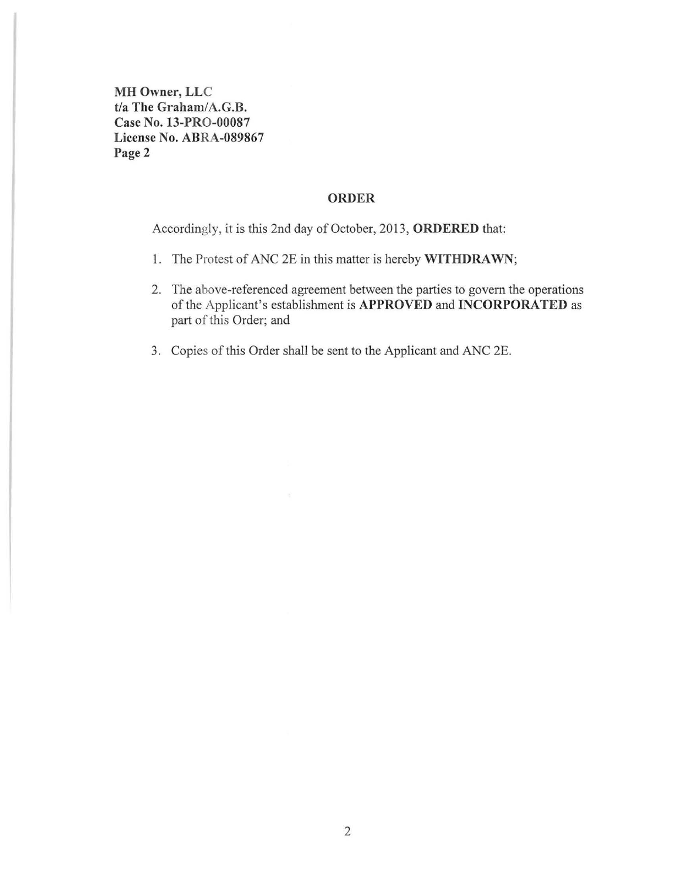**MH Owner, LLC**
**t/a The Graham/A.G.B.**
**Case No. 13-PRO-00087**
**License No. ABRA-089867**
**Page 2**

## ORDER

Accordingly, it is this 2nd day of October, 2013, **ORDERED** that:

1. The Protest of ANC 2E in this matter is hereby **WITHDRAWN**;

2. The above-referenced agreement between the parties to govern the operations of the Applicant's establishment is **APPROVED** and **INCORPORATED** as part of this Order; and

3. Copies of this Order shall be sent to the Applicant and ANC 2E.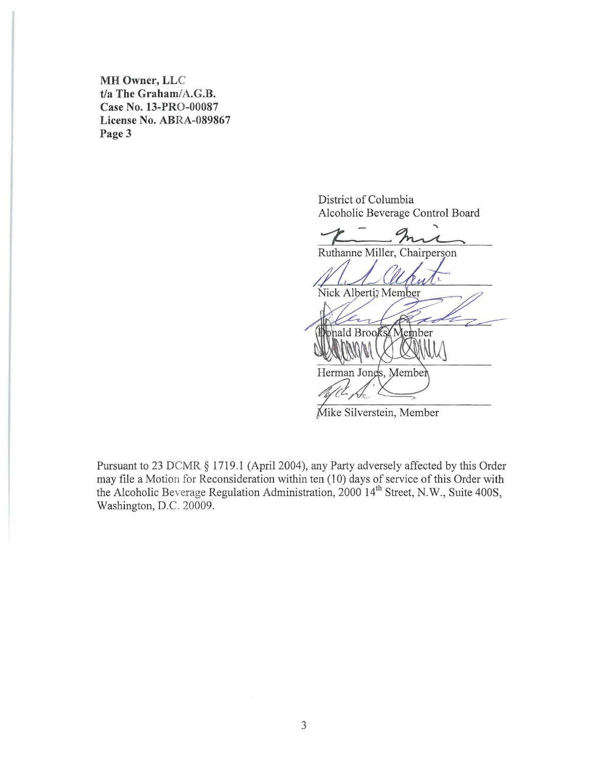District of Columbia
Alcoholic Beverage Control Board

Ruthanne Miller, Chairperson

Nick Alberti, Member

Donald Brooks, Member

Herman Jones, Member

Mike Silverstein, Member

Pursuant to 23 DCMR § 1719.1 (April 2004), any Party adversely affected by this Order may file a Motion for Reconsideration within ten (10) days of service of this Order with the Alcoholic Beverage Regulation Administration, 2000 14th Street, N.W., Suite 400S, Washington, D.C. 20009.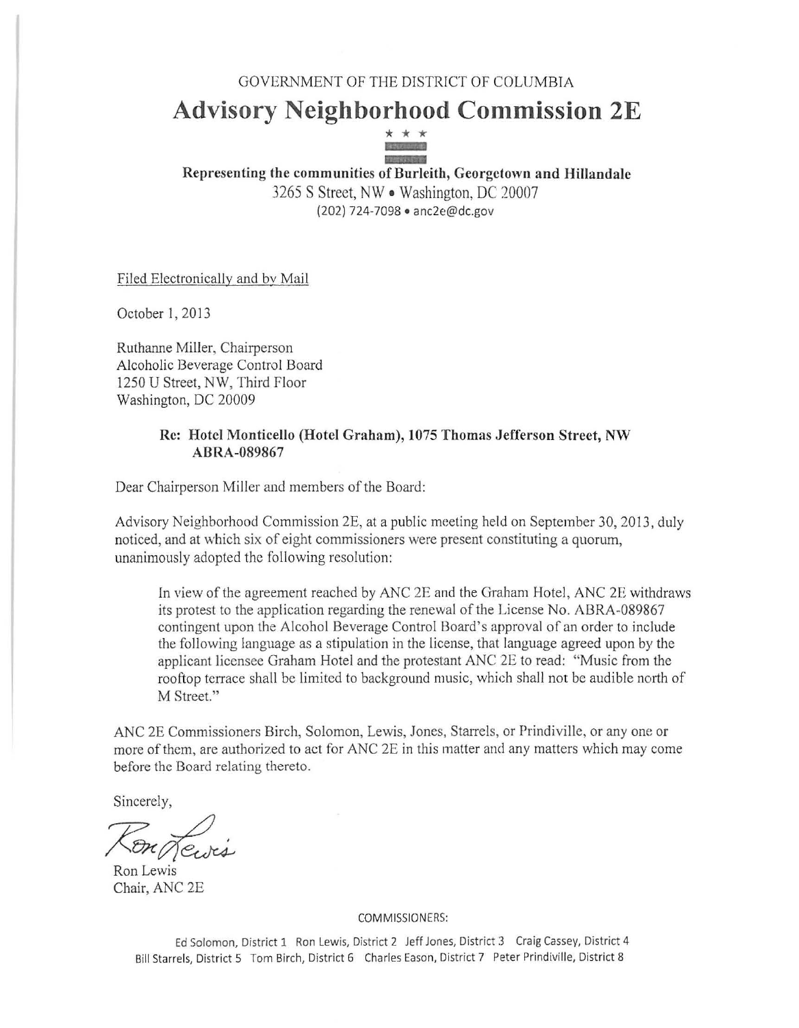GOVERNMENT OF THE DISTRICT OF COLUMBIA

# Advisory Neighborhood Commission 2E

**Representing the communities of Burleith, Georgetown and Hillandale**

3265 S Street, NW • Washington, DC 20007

(202) 724-7098 • anc2e@dc.gov

Filed Electronically and by Mail

October 1, 2013

Ruthanne Miller, Chairperson
Alcoholic Beverage Control Board
1250 U Street, NW, Third Floor
Washington, DC 20009

**Re: Hotel Monticello (Hotel Graham), 1075 Thomas Jefferson Street, NW ABRA-089867**

Dear Chairperson Miller and members of the Board:

Advisory Neighborhood Commission 2E, at a public meeting held on September 30, 2013, duly noticed, and at which six of eight commissioners were present constituting a quorum, unanimously adopted the following resolution:

> In view of the agreement reached by ANC 2E and the Graham Hotel, ANC 2E withdraws its protest to the application regarding the renewal of the License No. ABRA-089867 contingent upon the Alcohol Beverage Control Board's approval of an order to include the following language as a stipulation in the license, that language agreed upon by the applicant licensee Graham Hotel and the protestant ANC 2E to read: "Music from the rooftop terrace shall be limited to background music, which shall not be audible north of M Street."

ANC 2E Commissioners Birch, Solomon, Lewis, Jones, Starrels, or Prindiville, or any one or more of them, are authorized to act for ANC 2E in this matter and any matters which may come before the Board relating thereto.

Sincerely,

Ron Lewis

Ron Lewis
Chair, ANC 2E

COMMISSIONERS:

Ed Solomon, District 1 Ron Lewis, District 2 Jeff Jones, District 3 Craig Cassey, District 4
Bill Starrels, District 5 Tom Birch, District 6 Charles Eason, District 7 Peter Prindiville, District 8